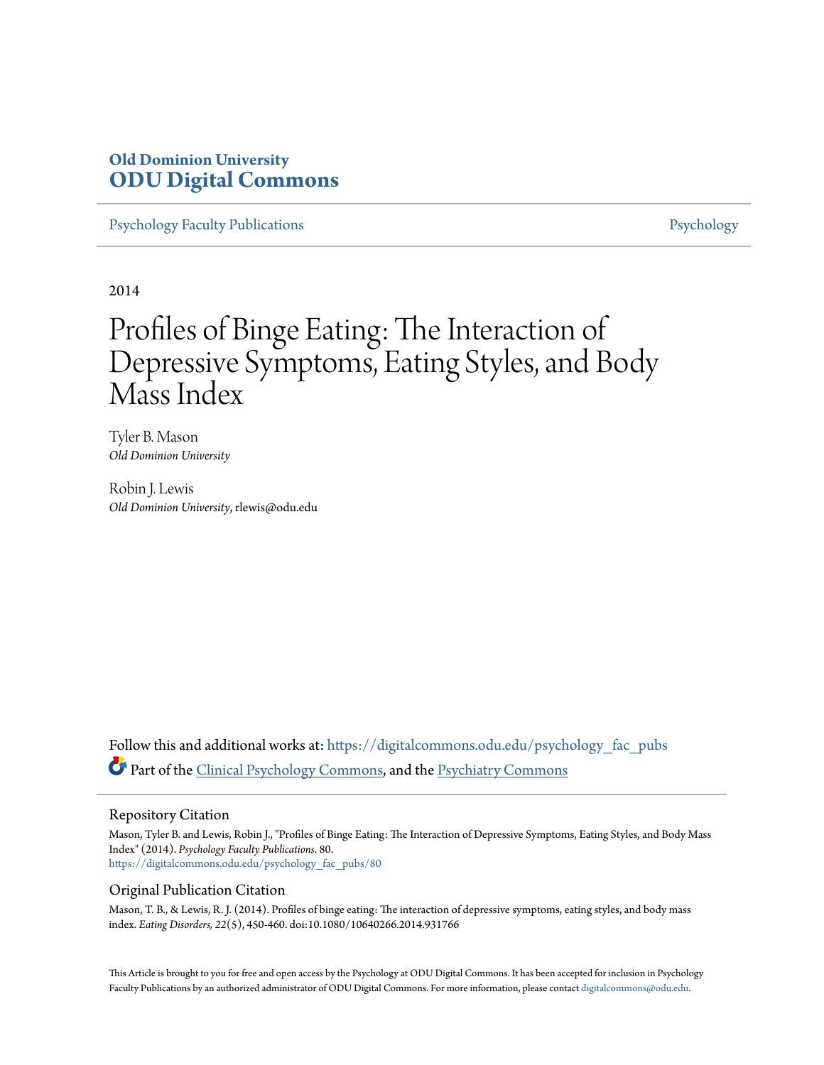Old Dominion University
**ODU Digital Commons**

Psychology Faculty Publications | Psychology

2014

# Profiles of Binge Eating: The Interaction of Depressive Symptoms, Eating Styles, and Body Mass Index

Tyler B. Mason
*Old Dominion University*

Robin J. Lewis
*Old Dominion University*, rlewis@odu.edu

Follow this and additional works at: https://digitalcommons.odu.edu/psychology_fac_pubs

Part of the Clinical Psychology Commons, and the Psychiatry Commons

## Repository Citation

Mason, Tyler B. and Lewis, Robin J., "Profiles of Binge Eating: The Interaction of Depressive Symptoms, Eating Styles, and Body Mass Index" (2014). *Psychology Faculty Publications*. 80.
https://digitalcommons.odu.edu/psychology_fac_pubs/80

## Original Publication Citation

Mason, T. B., & Lewis, R. J. (2014). Profiles of binge eating: The interaction of depressive symptoms, eating styles, and body mass index. *Eating Disorders, 22*(5), 450-460. doi:10.1080/10640266.2014.931766

This Article is brought to you for free and open access by the Psychology at ODU Digital Commons. It has been accepted for inclusion in Psychology Faculty Publications by an authorized administrator of ODU Digital Commons. For more information, please contact digitalcommons@odu.edu.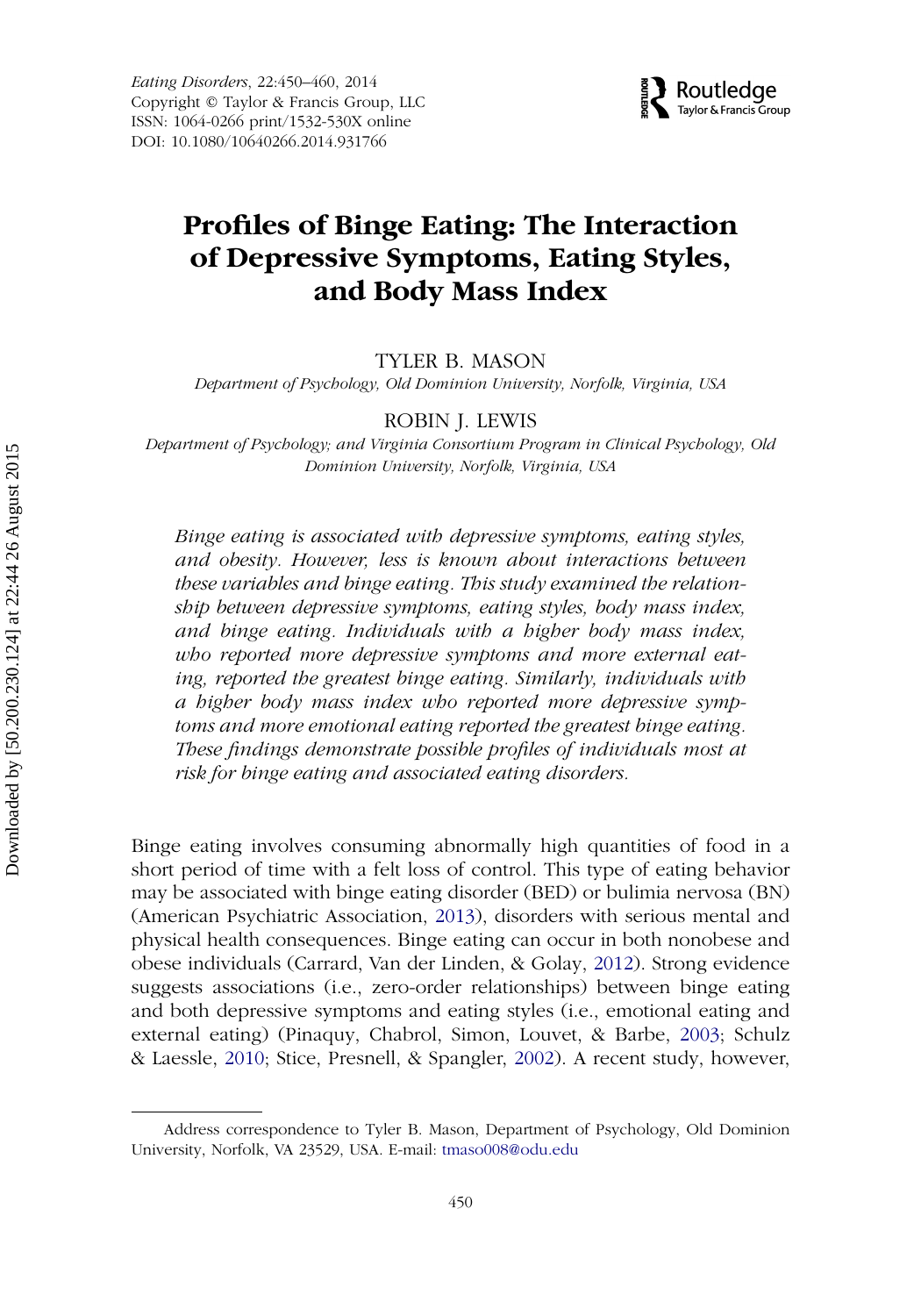# Profiles of Binge Eating: The Interaction of Depressive Symptoms, Eating Styles, and Body Mass Index

TYLER B. MASON

*Department of Psychology, Old Dominion University, Norfolk, Virginia, USA*

ROBIN J. LEWIS

*Department of Psychology; and Virginia Consortium Program in Clinical Psychology, Old Dominion University, Norfolk, Virginia, USA*

*Binge eating is associated with depressive symptoms, eating styles, and obesity. However, less is known about interactions between these variables and binge eating. This study examined the relationship between depressive symptoms, eating styles, body mass index, and binge eating. Individuals with a higher body mass index, who reported more depressive symptoms and more external eating, reported the greatest binge eating. Similarly, individuals with a higher body mass index who reported more depressive symptoms and more emotional eating reported the greatest binge eating. These findings demonstrate possible profiles of individuals most at risk for binge eating and associated eating disorders.*

Binge eating involves consuming abnormally high quantities of food in a short period of time with a felt loss of control. This type of eating behavior may be associated with binge eating disorder (BED) or bulimia nervosa (BN) (American Psychiatric Association, 2013), disorders with serious mental and physical health consequences. Binge eating can occur in both nonobese and obese individuals (Carrard, Van der Linden, & Golay, 2012). Strong evidence suggests associations (i.e., zero-order relationships) between binge eating and both depressive symptoms and eating styles (i.e., emotional eating and external eating) (Pinaquy, Chabrol, Simon, Louvet, & Barbe, 2003; Schulz & Laessle, 2010; Stice, Presnell, & Spangler, 2002). A recent study, however,

Address correspondence to Tyler B. Mason, Department of Psychology, Old Dominion University, Norfolk, VA 23529, USA. E-mail: tmaso008@odu.edu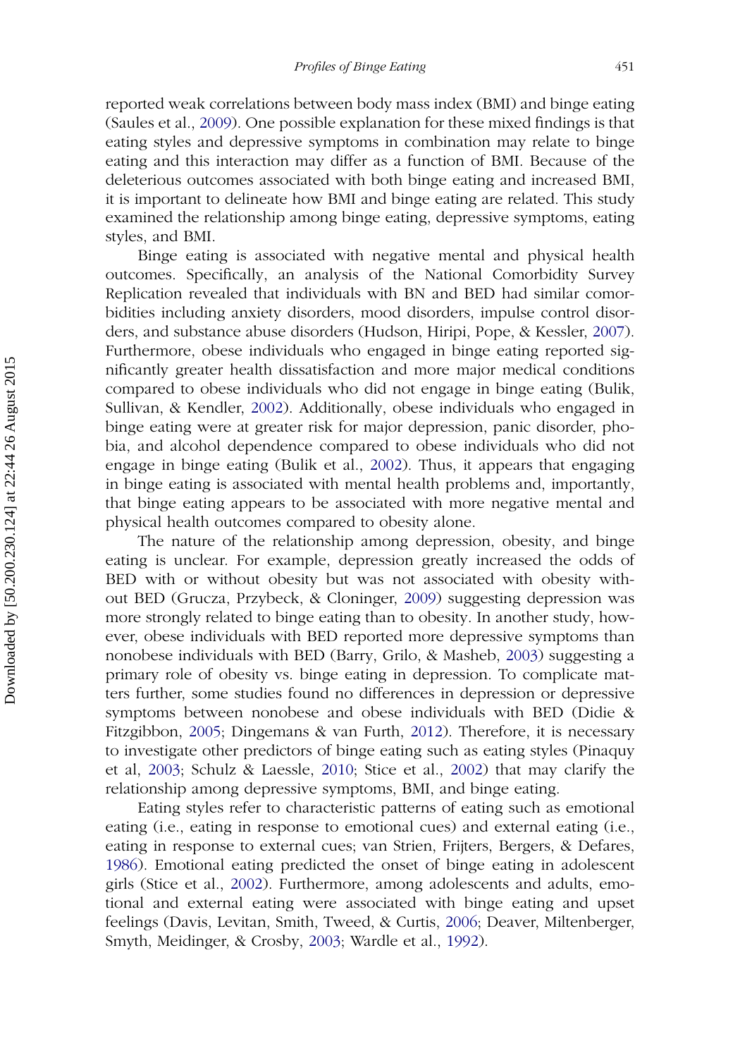reported weak correlations between body mass index (BMI) and binge eating (Saules et al., 2009). One possible explanation for these mixed findings is that eating styles and depressive symptoms in combination may relate to binge eating and this interaction may differ as a function of BMI. Because of the deleterious outcomes associated with both binge eating and increased BMI, it is important to delineate how BMI and binge eating are related. This study examined the relationship among binge eating, depressive symptoms, eating styles, and BMI.

Binge eating is associated with negative mental and physical health outcomes. Specifically, an analysis of the National Comorbidity Survey Replication revealed that individuals with BN and BED had similar comorbidities including anxiety disorders, mood disorders, impulse control disorders, and substance abuse disorders (Hudson, Hiripi, Pope, & Kessler, 2007). Furthermore, obese individuals who engaged in binge eating reported significantly greater health dissatisfaction and more major medical conditions compared to obese individuals who did not engage in binge eating (Bulik, Sullivan, & Kendler, 2002). Additionally, obese individuals who engaged in binge eating were at greater risk for major depression, panic disorder, phobia, and alcohol dependence compared to obese individuals who did not engage in binge eating (Bulik et al., 2002). Thus, it appears that engaging in binge eating is associated with mental health problems and, importantly, that binge eating appears to be associated with more negative mental and physical health outcomes compared to obesity alone.

The nature of the relationship among depression, obesity, and binge eating is unclear. For example, depression greatly increased the odds of BED with or without obesity but was not associated with obesity without BED (Grucza, Przybeck, & Cloninger, 2009) suggesting depression was more strongly related to binge eating than to obesity. In another study, however, obese individuals with BED reported more depressive symptoms than nonobese individuals with BED (Barry, Grilo, & Masheb, 2003) suggesting a primary role of obesity vs. binge eating in depression. To complicate matters further, some studies found no differences in depression or depressive symptoms between nonobese and obese individuals with BED (Didie & Fitzgibbon, 2005; Dingemans & van Furth, 2012). Therefore, it is necessary to investigate other predictors of binge eating such as eating styles (Pinaquy et al, 2003; Schulz & Laessle, 2010; Stice et al., 2002) that may clarify the relationship among depressive symptoms, BMI, and binge eating.

Eating styles refer to characteristic patterns of eating such as emotional eating (i.e., eating in response to emotional cues) and external eating (i.e., eating in response to external cues; van Strien, Frijters, Bergers, & Defares, 1986). Emotional eating predicted the onset of binge eating in adolescent girls (Stice et al., 2002). Furthermore, among adolescents and adults, emotional and external eating were associated with binge eating and upset feelings (Davis, Levitan, Smith, Tweed, & Curtis, 2006; Deaver, Miltenberger, Smyth, Meidinger, & Crosby, 2003; Wardle et al., 1992).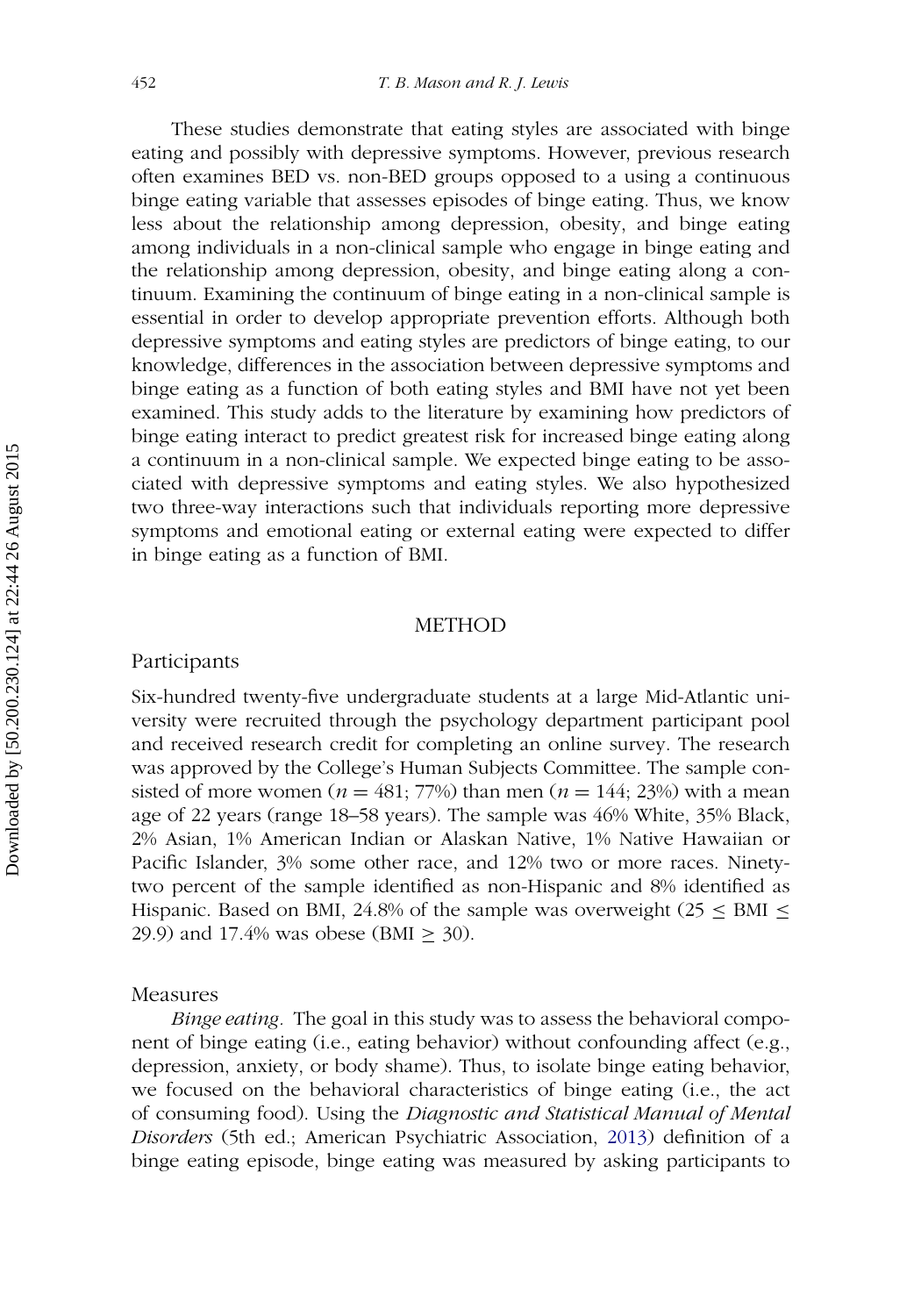These studies demonstrate that eating styles are associated with binge eating and possibly with depressive symptoms. However, previous research often examines BED vs. non-BED groups opposed to a using a continuous binge eating variable that assesses episodes of binge eating. Thus, we know less about the relationship among depression, obesity, and binge eating among individuals in a non-clinical sample who engage in binge eating and the relationship among depression, obesity, and binge eating along a continuum. Examining the continuum of binge eating in a non-clinical sample is essential in order to develop appropriate prevention efforts. Although both depressive symptoms and eating styles are predictors of binge eating, to our knowledge, differences in the association between depressive symptoms and binge eating as a function of both eating styles and BMI have not yet been examined. This study adds to the literature by examining how predictors of binge eating interact to predict greatest risk for increased binge eating along a continuum in a non-clinical sample. We expected binge eating to be associated with depressive symptoms and eating styles. We also hypothesized two three-way interactions such that individuals reporting more depressive symptoms and emotional eating or external eating were expected to differ in binge eating as a function of BMI.

## METHOD

### Participants

Six-hundred twenty-five undergraduate students at a large Mid-Atlantic university were recruited through the psychology department participant pool and received research credit for completing an online survey. The research was approved by the College's Human Subjects Committee. The sample consisted of more women ($n = 481$; 77%) than men ($n = 144$; 23%) with a mean age of 22 years (range 18–58 years). The sample was 46% White, 35% Black, 2% Asian, 1% American Indian or Alaskan Native, 1% Native Hawaiian or Pacific Islander, 3% some other race, and 12% two or more races. Ninety-two percent of the sample identified as non-Hispanic and 8% identified as Hispanic. Based on BMI, 24.8% of the sample was overweight ($25 \leq \text{BMI} \leq 29.9$) and 17.4% was obese ($\text{BMI} \geq 30$).

### Measures

*Binge eating.* The goal in this study was to assess the behavioral component of binge eating (i.e., eating behavior) without confounding affect (e.g., depression, anxiety, or body shame). Thus, to isolate binge eating behavior, we focused on the behavioral characteristics of binge eating (i.e., the act of consuming food). Using the *Diagnostic and Statistical Manual of Mental Disorders* (5th ed.; American Psychiatric Association, 2013) definition of a binge eating episode, binge eating was measured by asking participants to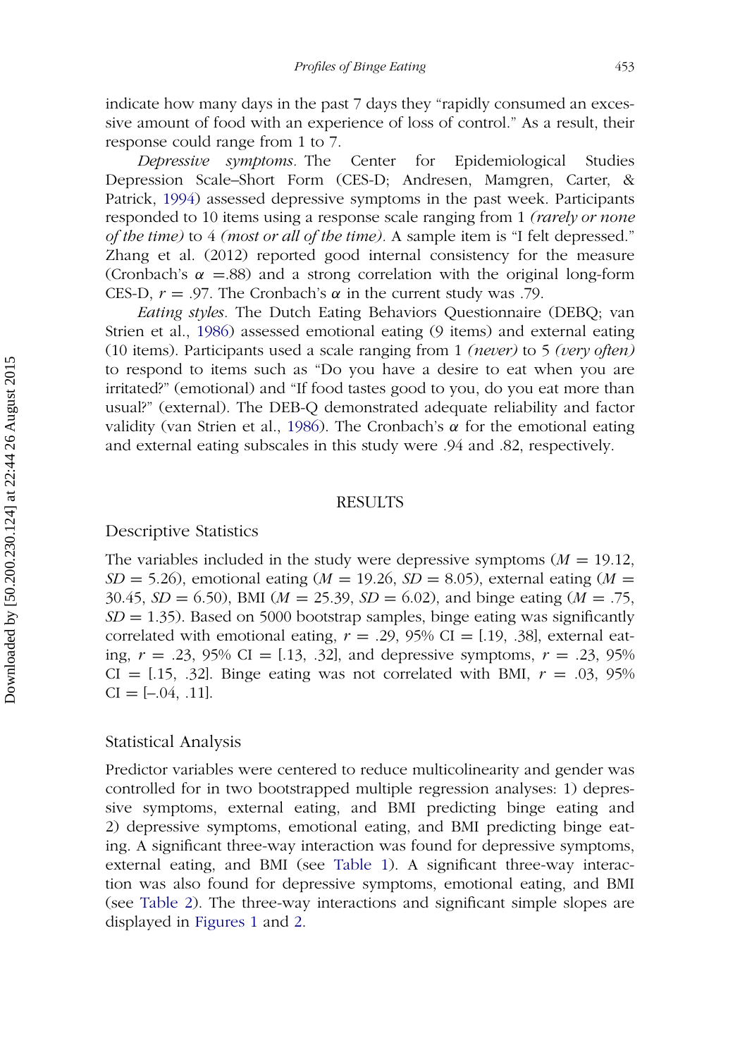indicate how many days in the past 7 days they "rapidly consumed an excessive amount of food with an experience of loss of control." As a result, their response could range from 1 to 7.

*Depressive symptoms.* The Center for Epidemiological Studies Depression Scale–Short Form (CES-D; Andresen, Mamgren, Carter, & Patrick, 1994) assessed depressive symptoms in the past week. Participants responded to 10 items using a response scale ranging from 1 *(rarely or none of the time)* to 4 *(most or all of the time)*. A sample item is "I felt depressed." Zhang et al. (2012) reported good internal consistency for the measure (Cronbach's $\alpha$ =.88) and a strong correlation with the original long-form CES-D, $r = .97$. The Cronbach's $\alpha$ in the current study was .79.

*Eating styles.* The Dutch Eating Behaviors Questionnaire (DEBQ; van Strien et al., 1986) assessed emotional eating (9 items) and external eating (10 items). Participants used a scale ranging from 1 *(never)* to 5 *(very often)* to respond to items such as "Do you have a desire to eat when you are irritated?" (emotional) and "If food tastes good to you, do you eat more than usual?" (external). The DEB-Q demonstrated adequate reliability and factor validity (van Strien et al., 1986). The Cronbach's $\alpha$ for the emotional eating and external eating subscales in this study were .94 and .82, respectively.

## RESULTS

### Descriptive Statistics

The variables included in the study were depressive symptoms ($M = 19.12$, $SD = 5.26$), emotional eating ($M = 19.26$, $SD = 8.05$), external eating ($M = 30.45$, $SD = 6.50$), BMI ($M = 25.39$, $SD = 6.02$), and binge eating ($M = .75$, $SD = 1.35$). Based on 5000 bootstrap samples, binge eating was significantly correlated with emotional eating, $r = .29$, 95% CI = [.19, .38], external eating, $r = .23$, 95% CI = [.13, .32], and depressive symptoms, $r = .23$, 95% CI = [.15, .32]. Binge eating was not correlated with BMI, $r = .03$, 95% CI = [–.04, .11].

### Statistical Analysis

Predictor variables were centered to reduce multicolinearity and gender was controlled for in two bootstrapped multiple regression analyses: 1) depressive symptoms, external eating, and BMI predicting binge eating and 2) depressive symptoms, emotional eating, and BMI predicting binge eating. A significant three-way interaction was found for depressive symptoms, external eating, and BMI (see Table 1). A significant three-way interaction was also found for depressive symptoms, emotional eating, and BMI (see Table 2). The three-way interactions and significant simple slopes are displayed in Figures 1 and 2.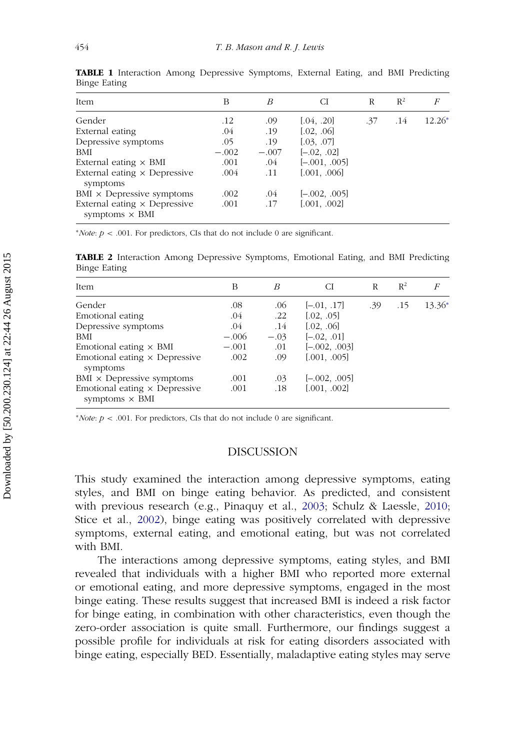**TABLE 1** Interaction Among Depressive Symptoms, External Eating, and BMI Predicting Binge Eating

| Item | B | *B* | CI | R | $R^2$ | *F* |
|---|---|---|---|---|---|---|
| Gender | .12 | .09 | [.04, .20] | .37 | .14 | 12.26* |
| External eating | .04 | .19 | [.02, .06] | | | |
| Depressive symptoms | .05 | .19 | [.03, .07] | | | |
| BMI | −.002 | −.007 | [–.02, .02] | | | |
| External eating × BMI | .001 | .04 | [–.001, .005] | | | |
| External eating × Depressive symptoms | .004 | .11 | [.001, .006] | | | |
| BMI × Depressive symptoms | .002 | .04 | [–.002, .005] | | | |
| External eating × Depressive symptoms × BMI | .001 | .17 | [.001, .002] | | | |

**Note*: $p < .001$. For predictors, CIs that do not include 0 are significant.

**TABLE 2** Interaction Among Depressive Symptoms, Emotional Eating, and BMI Predicting Binge Eating

| Item | B | *B* | CI | R | $R^2$ | *F* |
|---|---|---|---|---|---|---|
| Gender | .08 | .06 | [–.01, .17] | .39 | .15 | 13.36* |
| Emotional eating | .04 | .22 | [.02, .05] | | | |
| Depressive symptoms | .04 | .14 | [.02, .06] | | | |
| BMI | −.006 | −.03 | [–.02, .01] | | | |
| Emotional eating × BMI | −.001 | .01 | [–.002, .003] | | | |
| Emotional eating × Depressive symptoms | .002 | .09 | [.001, .005] | | | |
| BMI × Depressive symptoms | .001 | .03 | [–.002, .005] | | | |
| Emotional eating × Depressive symptoms × BMI | .001 | .18 | [.001, .002] | | | |

**Note*: $p < .001$. For predictors, CIs that do not include 0 are significant.

## DISCUSSION

This study examined the interaction among depressive symptoms, eating styles, and BMI on binge eating behavior. As predicted, and consistent with previous research (e.g., Pinaquy et al., 2003; Schulz & Laessle, 2010; Stice et al., 2002), binge eating was positively correlated with depressive symptoms, external eating, and emotional eating, but was not correlated with BMI.

The interactions among depressive symptoms, eating styles, and BMI revealed that individuals with a higher BMI who reported more external or emotional eating, and more depressive symptoms, engaged in the most binge eating. These results suggest that increased BMI is indeed a risk factor for binge eating, in combination with other characteristics, even though the zero-order association is quite small. Furthermore, our findings suggest a possible profile for individuals at risk for eating disorders associated with binge eating, especially BED. Essentially, maladaptive eating styles may serve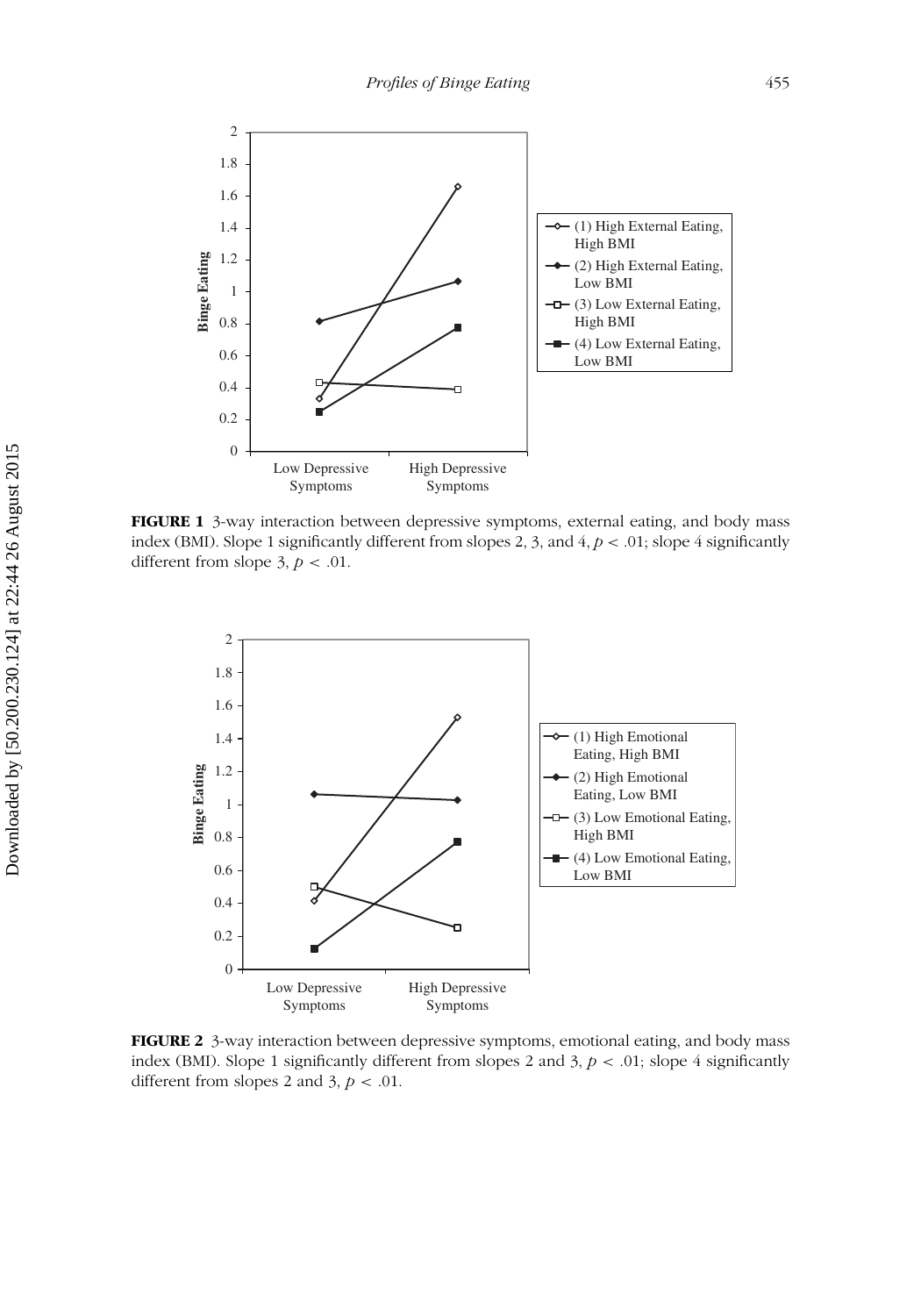**FIGURE 1** 3-way interaction between depressive symptoms, external eating, and body mass index (BMI). Slope 1 significantly different from slopes 2, 3, and 4, $p < .01$; slope 4 significantly different from slope 3, $p < .01$.

**FIGURE 2** 3-way interaction between depressive symptoms, emotional eating, and body mass index (BMI). Slope 1 significantly different from slopes 2 and 3, $p < .01$; slope 4 significantly different from slopes 2 and 3, $p < .01$.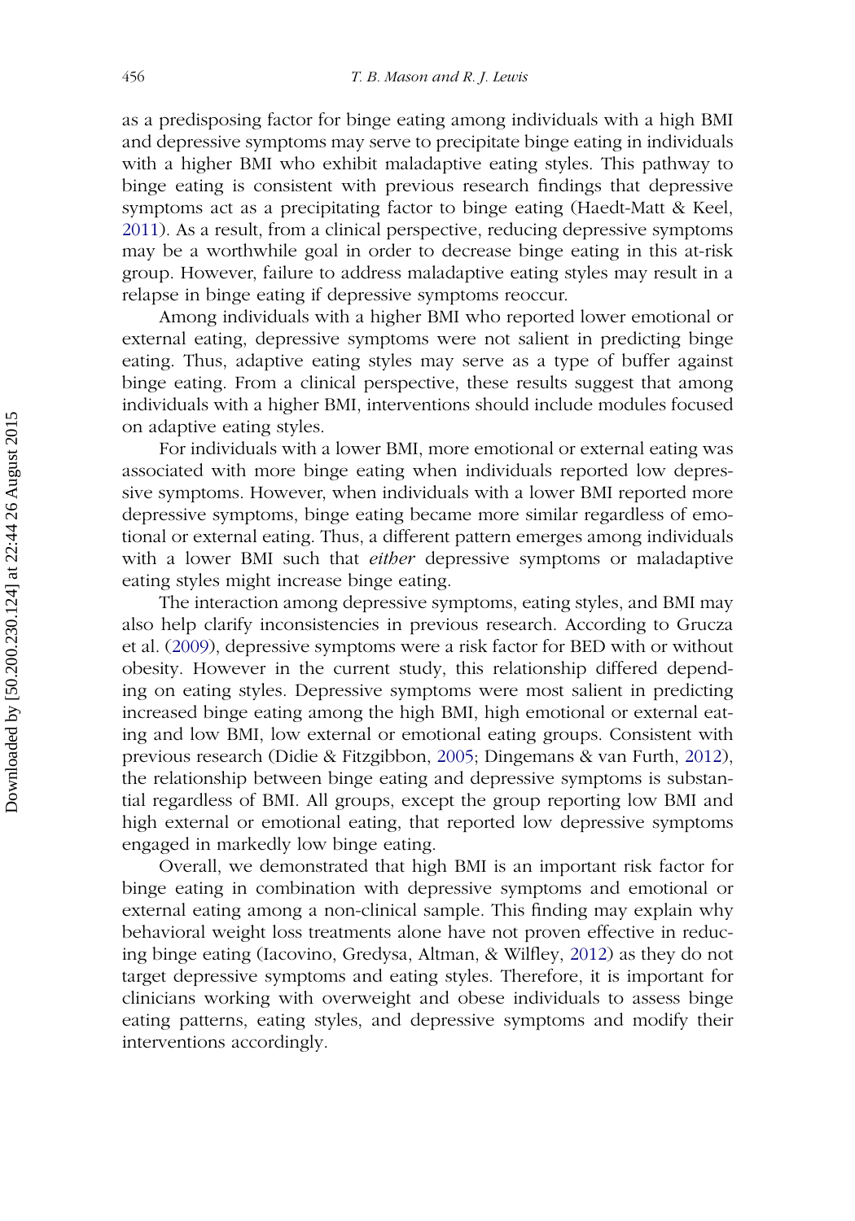as a predisposing factor for binge eating among individuals with a high BMI and depressive symptoms may serve to precipitate binge eating in individuals with a higher BMI who exhibit maladaptive eating styles. This pathway to binge eating is consistent with previous research findings that depressive symptoms act as a precipitating factor to binge eating (Haedt-Matt & Keel, 2011). As a result, from a clinical perspective, reducing depressive symptoms may be a worthwhile goal in order to decrease binge eating in this at-risk group. However, failure to address maladaptive eating styles may result in a relapse in binge eating if depressive symptoms reoccur.

Among individuals with a higher BMI who reported lower emotional or external eating, depressive symptoms were not salient in predicting binge eating. Thus, adaptive eating styles may serve as a type of buffer against binge eating. From a clinical perspective, these results suggest that among individuals with a higher BMI, interventions should include modules focused on adaptive eating styles.

For individuals with a lower BMI, more emotional or external eating was associated with more binge eating when individuals reported low depressive symptoms. However, when individuals with a lower BMI reported more depressive symptoms, binge eating became more similar regardless of emotional or external eating. Thus, a different pattern emerges among individuals with a lower BMI such that *either* depressive symptoms or maladaptive eating styles might increase binge eating.

The interaction among depressive symptoms, eating styles, and BMI may also help clarify inconsistencies in previous research. According to Grucza et al. (2009), depressive symptoms were a risk factor for BED with or without obesity. However in the current study, this relationship differed depending on eating styles. Depressive symptoms were most salient in predicting increased binge eating among the high BMI, high emotional or external eating and low BMI, low external or emotional eating groups. Consistent with previous research (Didie & Fitzgibbon, 2005; Dingemans & van Furth, 2012), the relationship between binge eating and depressive symptoms is substantial regardless of BMI. All groups, except the group reporting low BMI and high external or emotional eating, that reported low depressive symptoms engaged in markedly low binge eating.

Overall, we demonstrated that high BMI is an important risk factor for binge eating in combination with depressive symptoms and emotional or external eating among a non-clinical sample. This finding may explain why behavioral weight loss treatments alone have not proven effective in reducing binge eating (Iacovino, Gredysa, Altman, & Wilfley, 2012) as they do not target depressive symptoms and eating styles. Therefore, it is important for clinicians working with overweight and obese individuals to assess binge eating patterns, eating styles, and depressive symptoms and modify their interventions accordingly.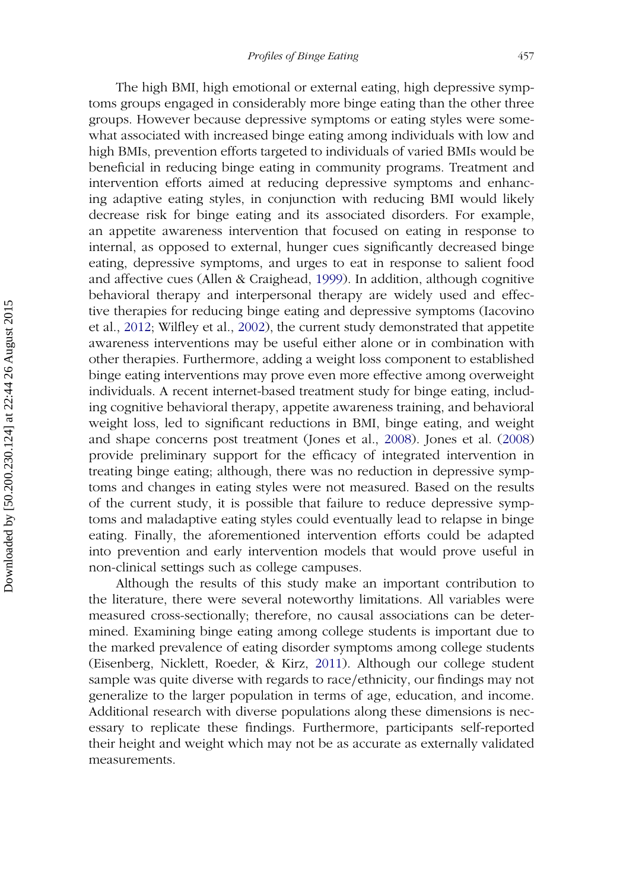The high BMI, high emotional or external eating, high depressive symptoms groups engaged in considerably more binge eating than the other three groups. However because depressive symptoms or eating styles were somewhat associated with increased binge eating among individuals with low and high BMIs, prevention efforts targeted to individuals of varied BMIs would be beneficial in reducing binge eating in community programs. Treatment and intervention efforts aimed at reducing depressive symptoms and enhancing adaptive eating styles, in conjunction with reducing BMI would likely decrease risk for binge eating and its associated disorders. For example, an appetite awareness intervention that focused on eating in response to internal, as opposed to external, hunger cues significantly decreased binge eating, depressive symptoms, and urges to eat in response to salient food and affective cues (Allen & Craighead, 1999). In addition, although cognitive behavioral therapy and interpersonal therapy are widely used and effective therapies for reducing binge eating and depressive symptoms (Iacovino et al., 2012; Wilfley et al., 2002), the current study demonstrated that appetite awareness interventions may be useful either alone or in combination with other therapies. Furthermore, adding a weight loss component to established binge eating interventions may prove even more effective among overweight individuals. A recent internet-based treatment study for binge eating, including cognitive behavioral therapy, appetite awareness training, and behavioral weight loss, led to significant reductions in BMI, binge eating, and weight and shape concerns post treatment (Jones et al., 2008). Jones et al. (2008) provide preliminary support for the efficacy of integrated intervention in treating binge eating; although, there was no reduction in depressive symptoms and changes in eating styles were not measured. Based on the results of the current study, it is possible that failure to reduce depressive symptoms and maladaptive eating styles could eventually lead to relapse in binge eating. Finally, the aforementioned intervention efforts could be adapted into prevention and early intervention models that would prove useful in non-clinical settings such as college campuses.

Although the results of this study make an important contribution to the literature, there were several noteworthy limitations. All variables were measured cross-sectionally; therefore, no causal associations can be determined. Examining binge eating among college students is important due to the marked prevalence of eating disorder symptoms among college students (Eisenberg, Nicklett, Roeder, & Kirz, 2011). Although our college student sample was quite diverse with regards to race/ethnicity, our findings may not generalize to the larger population in terms of age, education, and income. Additional research with diverse populations along these dimensions is necessary to replicate these findings. Furthermore, participants self-reported their height and weight which may not be as accurate as externally validated measurements.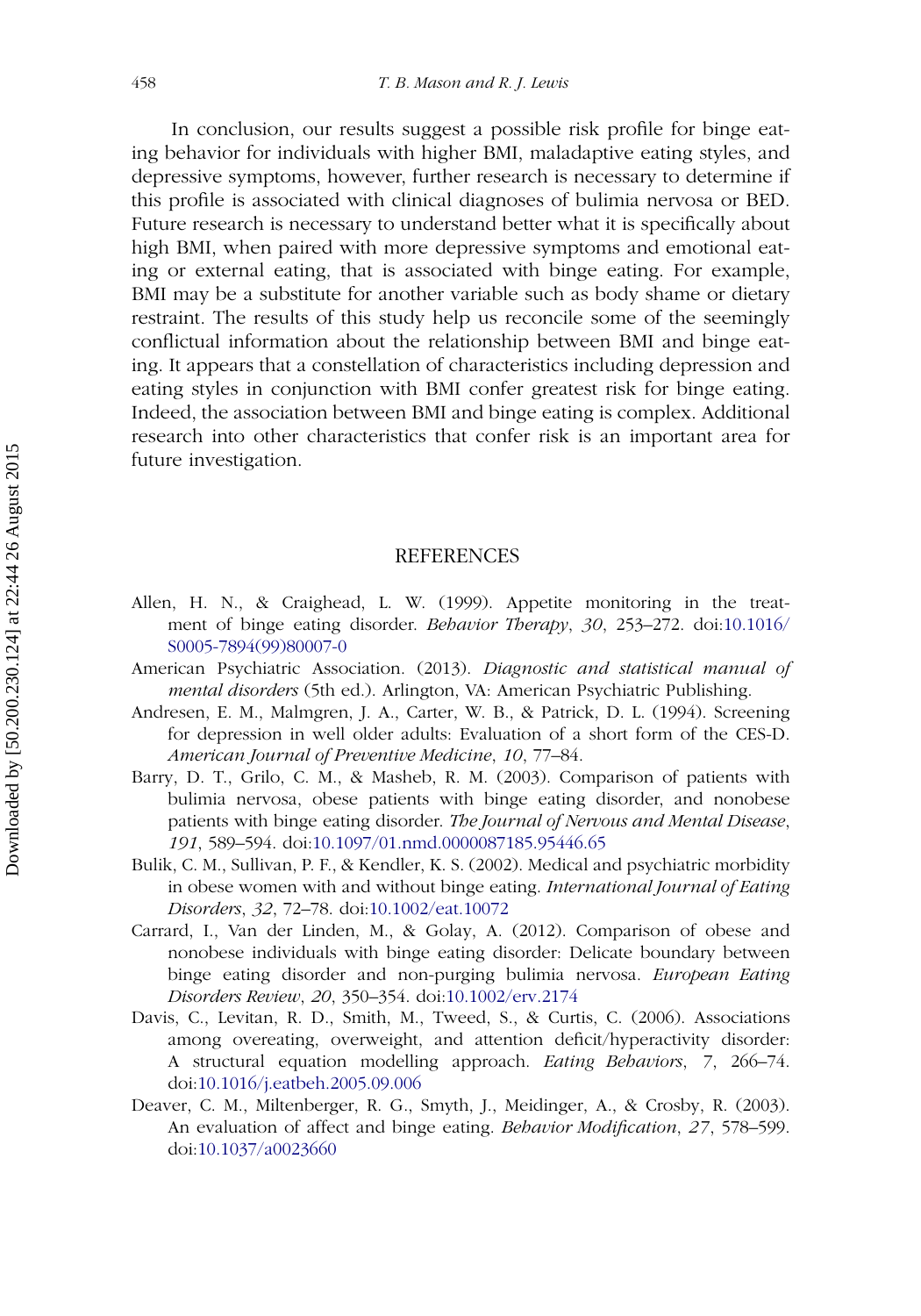In conclusion, our results suggest a possible risk profile for binge eating behavior for individuals with higher BMI, maladaptive eating styles, and depressive symptoms, however, further research is necessary to determine if this profile is associated with clinical diagnoses of bulimia nervosa or BED. Future research is necessary to understand better what it is specifically about high BMI, when paired with more depressive symptoms and emotional eating or external eating, that is associated with binge eating. For example, BMI may be a substitute for another variable such as body shame or dietary restraint. The results of this study help us reconcile some of the seemingly conflictual information about the relationship between BMI and binge eating. It appears that a constellation of characteristics including depression and eating styles in conjunction with BMI confer greatest risk for binge eating. Indeed, the association between BMI and binge eating is complex. Additional research into other characteristics that confer risk is an important area for future investigation.

## REFERENCES

Allen, H. N., & Craighead, L. W. (1999). Appetite monitoring in the treatment of binge eating disorder. *Behavior Therapy*, *30*, 253–272. doi:10.1016/S0005-7894(99)80007-0

American Psychiatric Association. (2013). *Diagnostic and statistical manual of mental disorders* (5th ed.). Arlington, VA: American Psychiatric Publishing.

Andresen, E. M., Malmgren, J. A., Carter, W. B., & Patrick, D. L. (1994). Screening for depression in well older adults: Evaluation of a short form of the CES-D. *American Journal of Preventive Medicine*, *10*, 77–84.

Barry, D. T., Grilo, C. M., & Masheb, R. M. (2003). Comparison of patients with bulimia nervosa, obese patients with binge eating disorder, and nonobese patients with binge eating disorder. *The Journal of Nervous and Mental Disease*, *191*, 589–594. doi:10.1097/01.nmd.0000087185.95446.65

Bulik, C. M., Sullivan, P. F., & Kendler, K. S. (2002). Medical and psychiatric morbidity in obese women with and without binge eating. *International Journal of Eating Disorders*, *32*, 72–78. doi:10.1002/eat.10072

Carrard, I., Van der Linden, M., & Golay, A. (2012). Comparison of obese and nonobese individuals with binge eating disorder: Delicate boundary between binge eating disorder and non-purging bulimia nervosa. *European Eating Disorders Review*, *20*, 350–354. doi:10.1002/erv.2174

Davis, C., Levitan, R. D., Smith, M., Tweed, S., & Curtis, C. (2006). Associations among overeating, overweight, and attention deficit/hyperactivity disorder: A structural equation modelling approach. *Eating Behaviors*, *7*, 266–74. doi:10.1016/j.eatbeh.2005.09.006

Deaver, C. M., Miltenberger, R. G., Smyth, J., Meidinger, A., & Crosby, R. (2003). An evaluation of affect and binge eating. *Behavior Modification*, *27*, 578–599. doi:10.1037/a0023660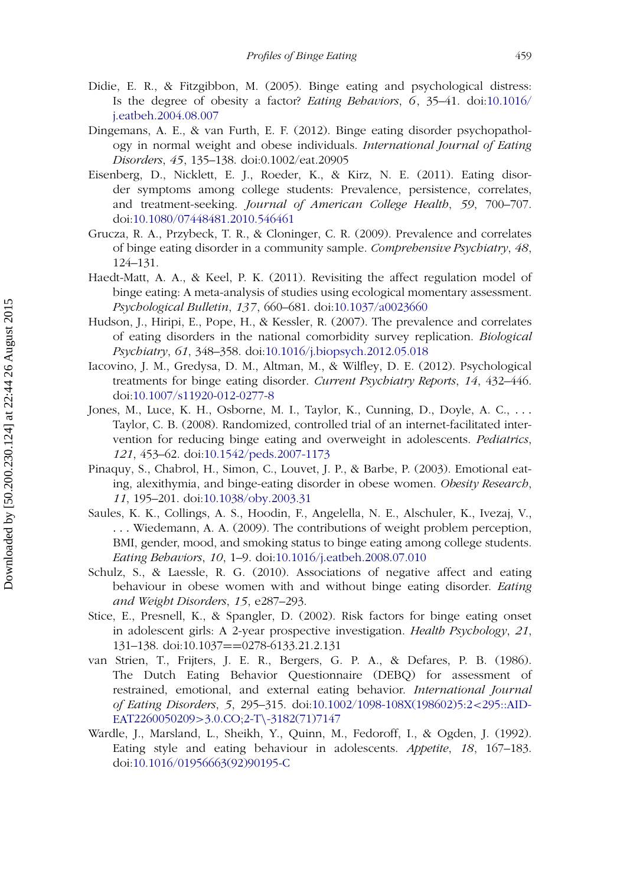Didie, E. R., & Fitzgibbon, M. (2005). Binge eating and psychological distress: Is the degree of obesity a factor? *Eating Behaviors*, *6*, 35–41. doi:10.1016/j.eatbeh.2004.08.007

Dingemans, A. E., & van Furth, E. F. (2012). Binge eating disorder psychopathology in normal weight and obese individuals. *International Journal of Eating Disorders*, *45*, 135–138. doi:0.1002/eat.20905

Eisenberg, D., Nicklett, E. J., Roeder, K., & Kirz, N. E. (2011). Eating disorder symptoms among college students: Prevalence, persistence, correlates, and treatment-seeking. *Journal of American College Health*, *59*, 700–707. doi:10.1080/07448481.2010.546461

Grucza, R. A., Przybeck, T. R., & Cloninger, C. R. (2009). Prevalence and correlates of binge eating disorder in a community sample. *Comprehensive Psychiatry*, *48*, 124–131.

Haedt-Matt, A. A., & Keel, P. K. (2011). Revisiting the affect regulation model of binge eating: A meta-analysis of studies using ecological momentary assessment. *Psychological Bulletin*, *137*, 660–681. doi:10.1037/a0023660

Hudson, J., Hiripi, E., Pope, H., & Kessler, R. (2007). The prevalence and correlates of eating disorders in the national comorbidity survey replication. *Biological Psychiatry*, *61*, 348–358. doi:10.1016/j.biopsych.2012.05.018

Iacovino, J. M., Gredysa, D. M., Altman, M., & Wilfley, D. E. (2012). Psychological treatments for binge eating disorder. *Current Psychiatry Reports*, *14*, 432–446. doi:10.1007/s11920-012-0277-8

Jones, M., Luce, K. H., Osborne, M. I., Taylor, K., Cunning, D., Doyle, A. C., . . . Taylor, C. B. (2008). Randomized, controlled trial of an internet-facilitated intervention for reducing binge eating and overweight in adolescents. *Pediatrics*, *121*, 453–62. doi:10.1542/peds.2007-1173

Pinaquy, S., Chabrol, H., Simon, C., Louvet, J. P., & Barbe, P. (2003). Emotional eating, alexithymia, and binge-eating disorder in obese women. *Obesity Research*, *11*, 195–201. doi:10.1038/oby.2003.31

Saules, K. K., Collings, A. S., Hoodin, F., Angelella, N. E., Alschuler, K., Ivezaj, V., . . . Wiedemann, A. A. (2009). The contributions of weight problem perception, BMI, gender, mood, and smoking status to binge eating among college students. *Eating Behaviors*, *10*, 1–9. doi:10.1016/j.eatbeh.2008.07.010

Schulz, S., & Laessle, R. G. (2010). Associations of negative affect and eating behaviour in obese women with and without binge eating disorder. *Eating and Weight Disorders*, *15*, e287–293.

Stice, E., Presnell, K., & Spangler, D. (2002). Risk factors for binge eating onset in adolescent girls: A 2-year prospective investigation. *Health Psychology*, *21*, 131–138. doi:10.1037==0278-6133.21.2.131

van Strien, T., Frijters, J. E. R., Bergers, G. P. A., & Defares, P. B. (1986). The Dutch Eating Behavior Questionnaire (DEBQ) for assessment of restrained, emotional, and external eating behavior. *International Journal of Eating Disorders*, *5*, 295–315. doi:10.1002/1098-108X(198602)5:2<295::AID-EAT2260050209>3.0.CO;2-T\-3182(71)7147

Wardle, J., Marsland, L., Sheikh, Y., Quinn, M., Fedoroff, I., & Ogden, J. (1992). Eating style and eating behaviour in adolescents. *Appetite*, *18*, 167–183. doi:10.1016/01956663(92)90195-C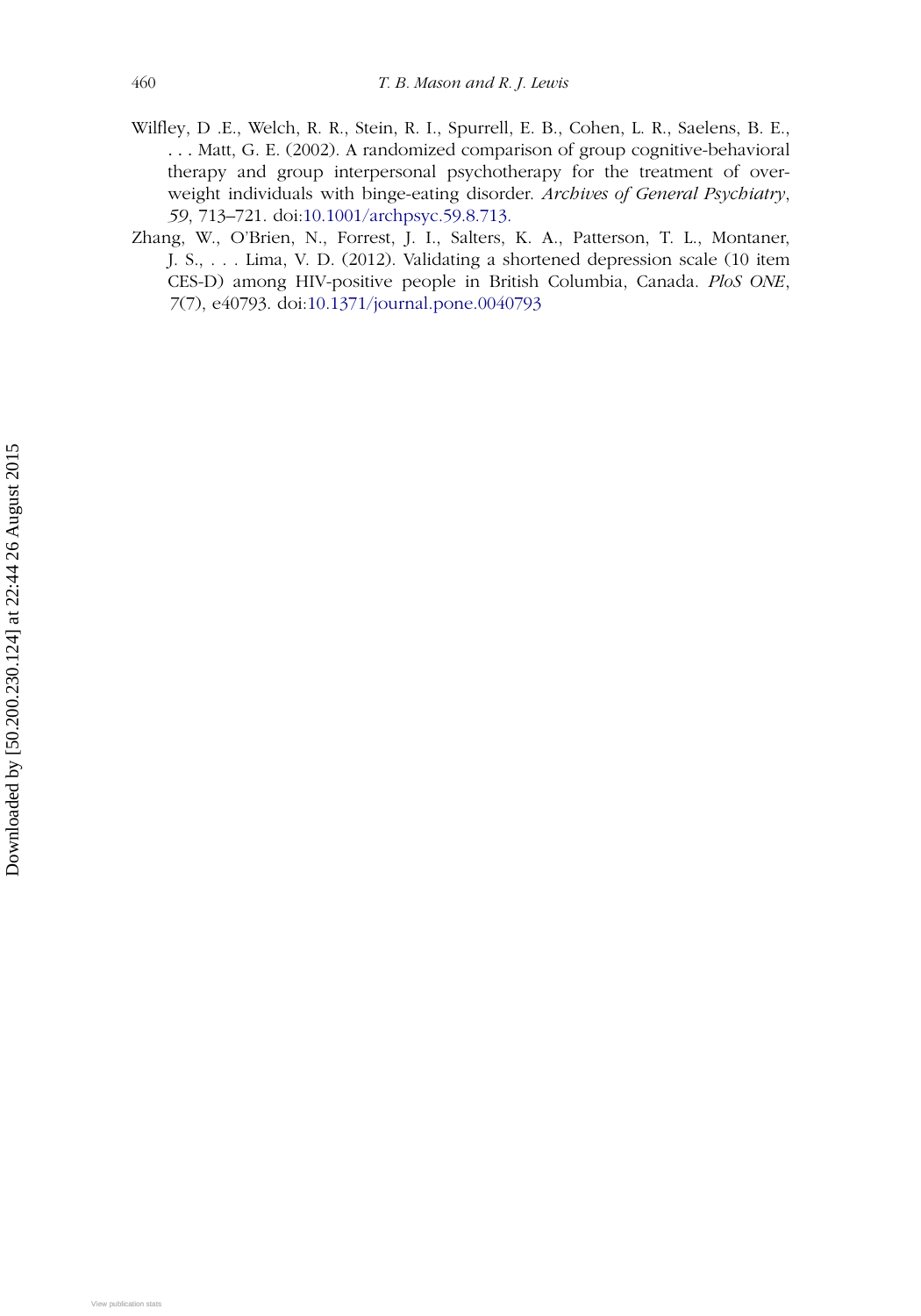Wilfley, D .E., Welch, R. R., Stein, R. I., Spurrell, E. B., Cohen, L. R., Saelens, B. E., . . . Matt, G. E. (2002). A randomized comparison of group cognitive-behavioral therapy and group interpersonal psychotherapy for the treatment of overweight individuals with binge-eating disorder. *Archives of General Psychiatry*, *59*, 713–721. doi:10.1001/archpsyc.59.8.713.

Zhang, W., O'Brien, N., Forrest, J. I., Salters, K. A., Patterson, T. L., Montaner, J. S., . . . Lima, V. D. (2012). Validating a shortened depression scale (10 item CES-D) among HIV-positive people in British Columbia, Canada. *PloS ONE*, *7*(7), e40793. doi:10.1371/journal.pone.0040793